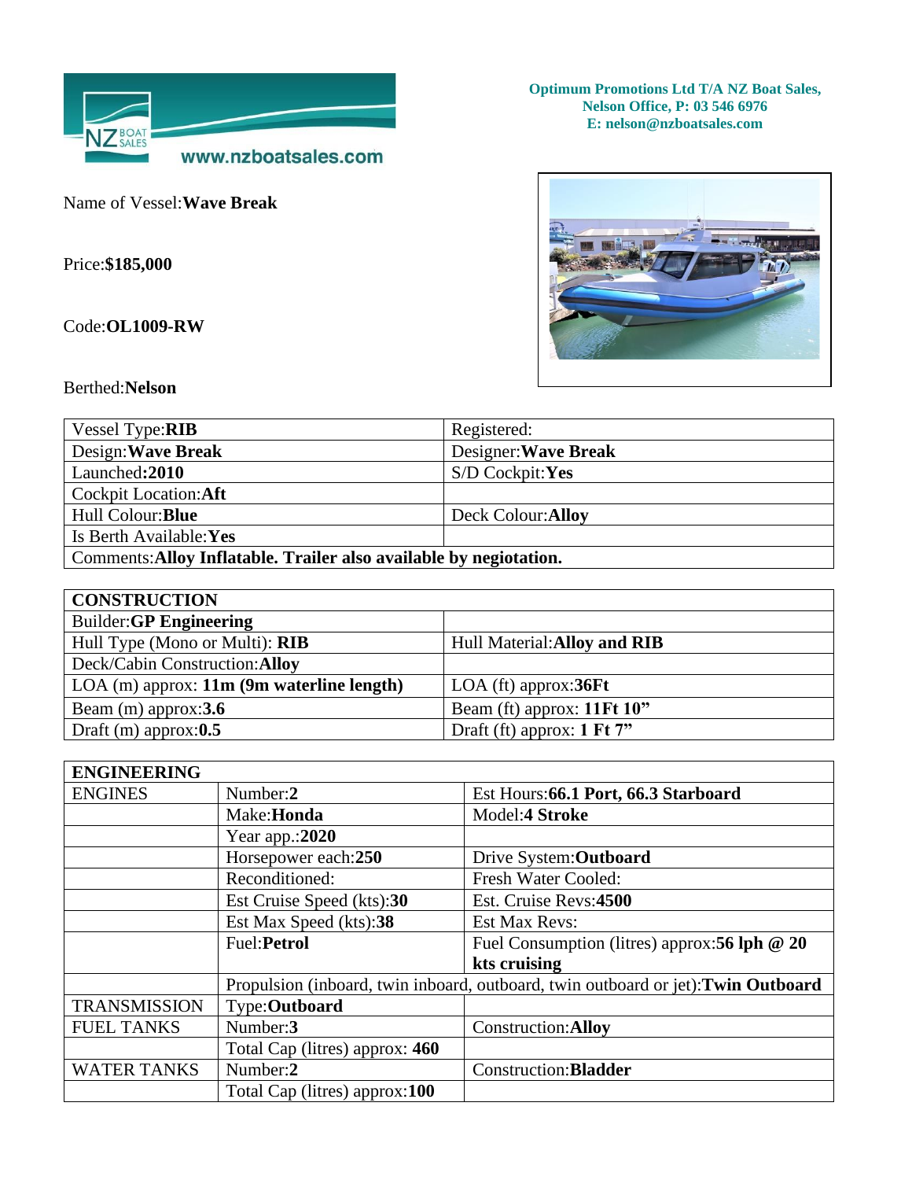**Optimum Promotions Ltd T/A NZ Boat Sales,**
**Nelson Office, P: 03 546 6976**
**E: nelson@nzboatsales.com**

www.nzboatsales.com

Name of Vessel:**Wave Break**

Price:**$185,000**

Code:**OL1009-RW**

Berthed:**Nelson**

| Vessel Type:**RIB** | Registered: |
|---|---|
| Design:**Wave Break** | Designer:**Wave Break** |
| Launched**:2010** | S/D Cockpit:**Yes** |
| Cockpit Location:**Aft** | |
| Hull Colour:**Blue** | Deck Colour:**Alloy** |
| Is Berth Available:**Yes** | |
| Comments:**Alloy Inflatable. Trailer also available by negiotation.** | |

| **CONSTRUCTION** | |
|---|---|
| Builder:**GP Engineering** | |
| Hull Type (Mono or Multi): **RIB** | Hull Material:**Alloy and RIB** |
| Deck/Cabin Construction:**Alloy** | |
| LOA (m) approx: **11m (9m waterline length)** | LOA (ft) approx:**36Ft** |
| Beam (m) approx:**3.6** | Beam (ft) approx: **11Ft 10"** |
| Draft (m) approx:**0.5** | Draft (ft) approx: **1 Ft 7"** |

| **ENGINEERING** | | |
|---|---|---|
| ENGINES | Number:**2** | Est Hours:**66.1 Port, 66.3 Starboard** |
| | Make:**Honda** | Model:**4 Stroke** |
| | Year app.:**2020** | |
| | Horsepower each:**250** | Drive System:**Outboard** |
| | Reconditioned: | Fresh Water Cooled: |
| | Est Cruise Speed (kts):**30** | Est. Cruise Revs:**4500** |
| | Est Max Speed (kts):**38** | Est Max Revs: |
| | Fuel:**Petrol** | Fuel Consumption (litres) approx:**56 lph @ 20 kts cruising** |
| | Propulsion (inboard, twin inboard, outboard, twin outboard or jet):**Twin Outboard** | |
| TRANSMISSION | Type:**Outboard** | |
| FUEL TANKS | Number:**3** | Construction:**Alloy** |
| | Total Cap (litres) approx: **460** | |
| WATER TANKS | Number:**2** | Construction:**Bladder** |
| | Total Cap (litres) approx:**100** | |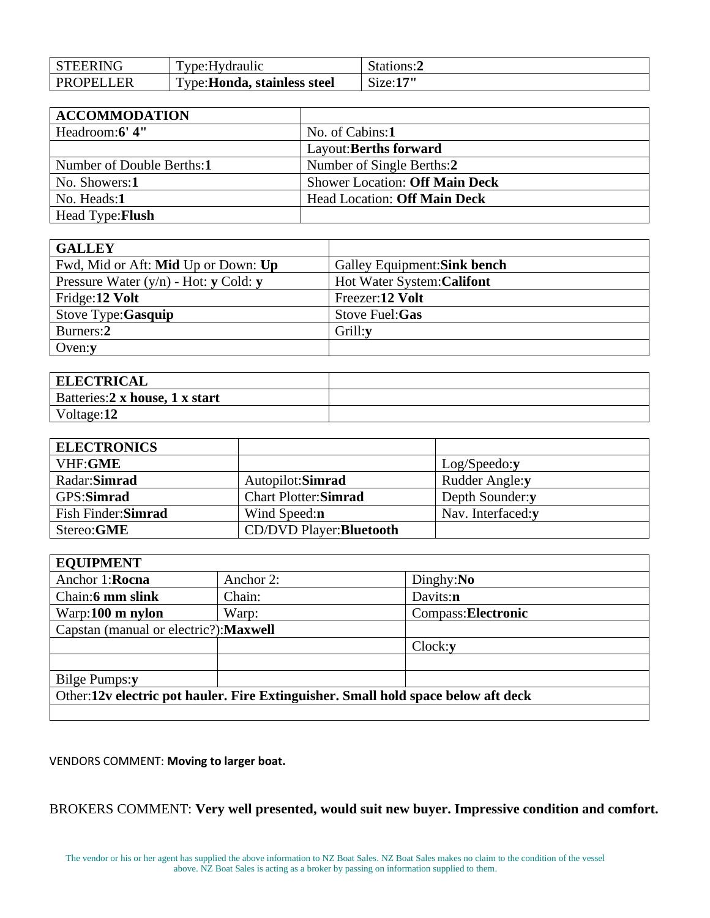| | | |
|---|---|---|
| STEERING | Type:Hydraulic | Stations:**2** |
| PROPELLER | Type:**Honda, stainless steel** | Size:**17"** |

| **ACCOMMODATION** | |
|---|---|
| Headroom:**6' 4"** | No. of Cabins:**1** |
| | Layout:**Berths forward** |
| Number of Double Berths:**1** | Number of Single Berths:**2** |
| No. Showers:**1** | Shower Location: **Off Main Deck** |
| No. Heads:**1** | Head Location: **Off Main Deck** |
| Head Type:**Flush** | |

| **GALLEY** | |
|---|---|
| Fwd, Mid or Aft: **Mid** Up or Down: **Up** | Galley Equipment:**Sink bench** |
| Pressure Water (y/n) - Hot: **y** Cold: **y** | Hot Water System:**Califont** |
| Fridge:**12 Volt** | Freezer:**12 Volt** |
| Stove Type:**Gasquip** | Stove Fuel:**Gas** |
| Burners:**2** | Grill:**y** |
| Oven:**y** | |

| **ELECTRICAL** | |
|---|---|
| Batteries:**2 x house, 1 x start** | |
| Voltage:**12** | |

| **ELECTRONICS** | | |
|---|---|---|
| VHF:**GME** | | Log/Speedo:**y** |
| Radar:**Simrad** | Autopilot:**Simrad** | Rudder Angle:**y** |
| GPS:**Simrad** | Chart Plotter:**Simrad** | Depth Sounder:**y** |
| Fish Finder:**Simrad** | Wind Speed:**n** | Nav. Interfaced:**y** |
| Stereo:**GME** | CD/DVD Player:**Bluetooth** | |

| **EQUIPMENT** | | |
|---|---|---|
| Anchor 1:**Rocna** | Anchor 2: | Dinghy:**No** |
| Chain:**6 mm slink** | Chain: | Davits:**n** |
| Warp:**100 m nylon** | Warp: | Compass:**Electronic** |
| Capstan (manual or electric?):**Maxwell** | | |
| | | Clock:**y** |
| | | |
| Bilge Pumps:**y** | | |
| Other:**12v electric pot hauler. Fire Extinguisher. Small hold space below aft deck** | | |
| | | |

VENDORS COMMENT: **Moving to larger boat.**

BROKERS COMMENT: **Very well presented, would suit new buyer. Impressive condition and comfort.**

The vendor or his or her agent has supplied the above information to NZ Boat Sales. NZ Boat Sales makes no claim to the condition of the vessel above. NZ Boat Sales is acting as a broker by passing on information supplied to them.